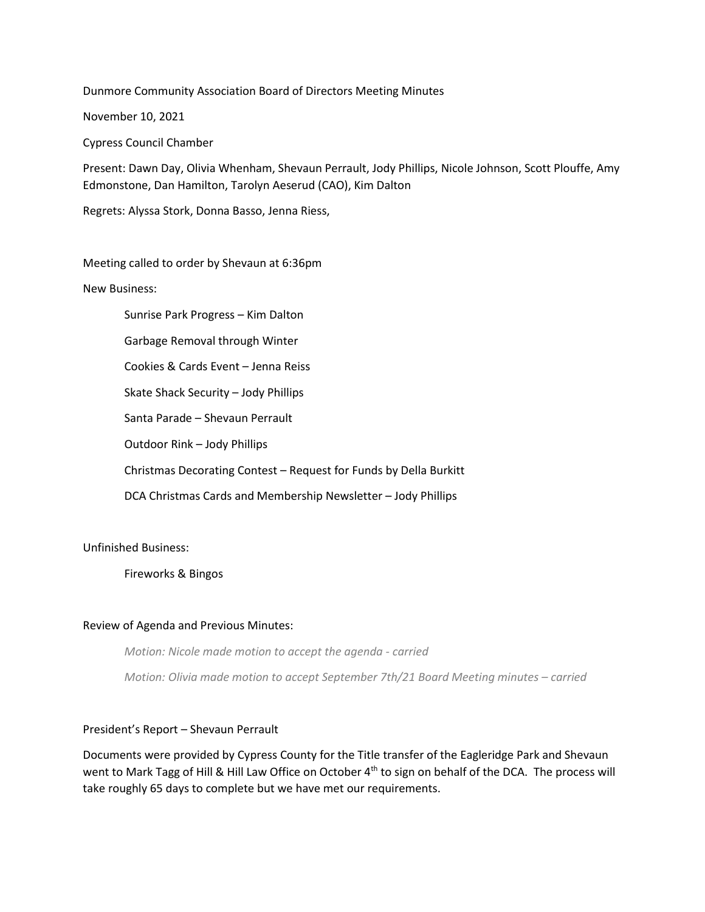Dunmore Community Association Board of Directors Meeting Minutes

November 10, 2021

Cypress Council Chamber

Present: Dawn Day, Olivia Whenham, Shevaun Perrault, Jody Phillips, Nicole Johnson, Scott Plouffe, Amy Edmonstone, Dan Hamilton, Tarolyn Aeserud (CAO), Kim Dalton

Regrets: Alyssa Stork, Donna Basso, Jenna Riess,

Meeting called to order by Shevaun at 6:36pm

New Business:

- Sunrise Park Progress – Kim Dalton
- Garbage Removal through Winter
- Cookies & Cards Event – Jenna Reiss
- Skate Shack Security – Jody Phillips
- Santa Parade – Shevaun Perrault
- Outdoor Rink – Jody Phillips
- Christmas Decorating Contest – Request for Funds by Della Burkitt
- DCA Christmas Cards and Membership Newsletter – Jody Phillips

Unfinished Business:

- Fireworks & Bingos

Review of Agenda and Previous Minutes:

*Motion: Nicole made motion to accept the agenda - carried*

*Motion: Olivia made motion to accept September 7th/21 Board Meeting minutes – carried*

President's Report – Shevaun Perrault

Documents were provided by Cypress County for the Title transfer of the Eagleridge Park and Shevaun went to Mark Tagg of Hill & Hill Law Office on October 4th to sign on behalf of the DCA. The process will take roughly 65 days to complete but we have met our requirements.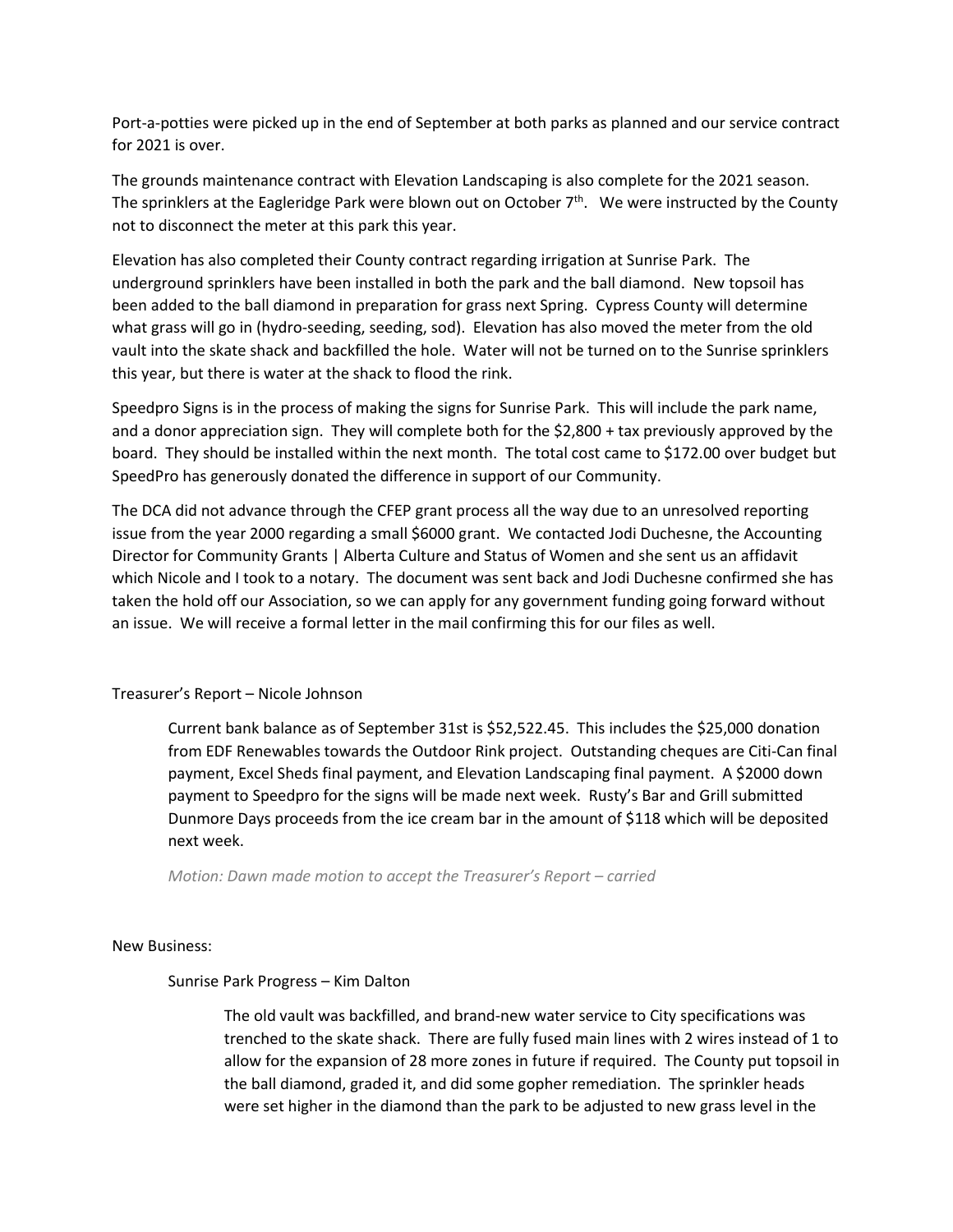Port-a-potties were picked up in the end of September at both parks as planned and our service contract for 2021 is over.

The grounds maintenance contract with Elevation Landscaping is also complete for the 2021 season. The sprinklers at the Eagleridge Park were blown out on October 7th. We were instructed by the County not to disconnect the meter at this park this year.

Elevation has also completed their County contract regarding irrigation at Sunrise Park. The underground sprinklers have been installed in both the park and the ball diamond. New topsoil has been added to the ball diamond in preparation for grass next Spring. Cypress County will determine what grass will go in (hydro-seeding, seeding, sod). Elevation has also moved the meter from the old vault into the skate shack and backfilled the hole. Water will not be turned on to the Sunrise sprinklers this year, but there is water at the shack to flood the rink.

Speedpro Signs is in the process of making the signs for Sunrise Park. This will include the park name, and a donor appreciation sign. They will complete both for the $2,800 + tax previously approved by the board. They should be installed within the next month. The total cost came to $172.00 over budget but SpeedPro has generously donated the difference in support of our Community.

The DCA did not advance through the CFEP grant process all the way due to an unresolved reporting issue from the year 2000 regarding a small $6000 grant. We contacted Jodi Duchesne, the Accounting Director for Community Grants | Alberta Culture and Status of Women and she sent us an affidavit which Nicole and I took to a notary. The document was sent back and Jodi Duchesne confirmed she has taken the hold off our Association, so we can apply for any government funding going forward without an issue. We will receive a formal letter in the mail confirming this for our files as well.

Treasurer's Report – Nicole Johnson

> Current bank balance as of September 31st is $52,522.45. This includes the $25,000 donation from EDF Renewables towards the Outdoor Rink project. Outstanding cheques are Citi-Can final payment, Excel Sheds final payment, and Elevation Landscaping final payment. A $2000 down payment to Speedpro for the signs will be made next week. Rusty's Bar and Grill submitted Dunmore Days proceeds from the ice cream bar in the amount of $118 which will be deposited next week.
>
> *Motion: Dawn made motion to accept the Treasurer's Report – carried*

New Business:

> Sunrise Park Progress – Kim Dalton
>
> > The old vault was backfilled, and brand-new water service to City specifications was trenched to the skate shack. There are fully fused main lines with 2 wires instead of 1 to allow for the expansion of 28 more zones in future if required. The County put topsoil in the ball diamond, graded it, and did some gopher remediation. The sprinkler heads were set higher in the diamond than the park to be adjusted to new grass level in the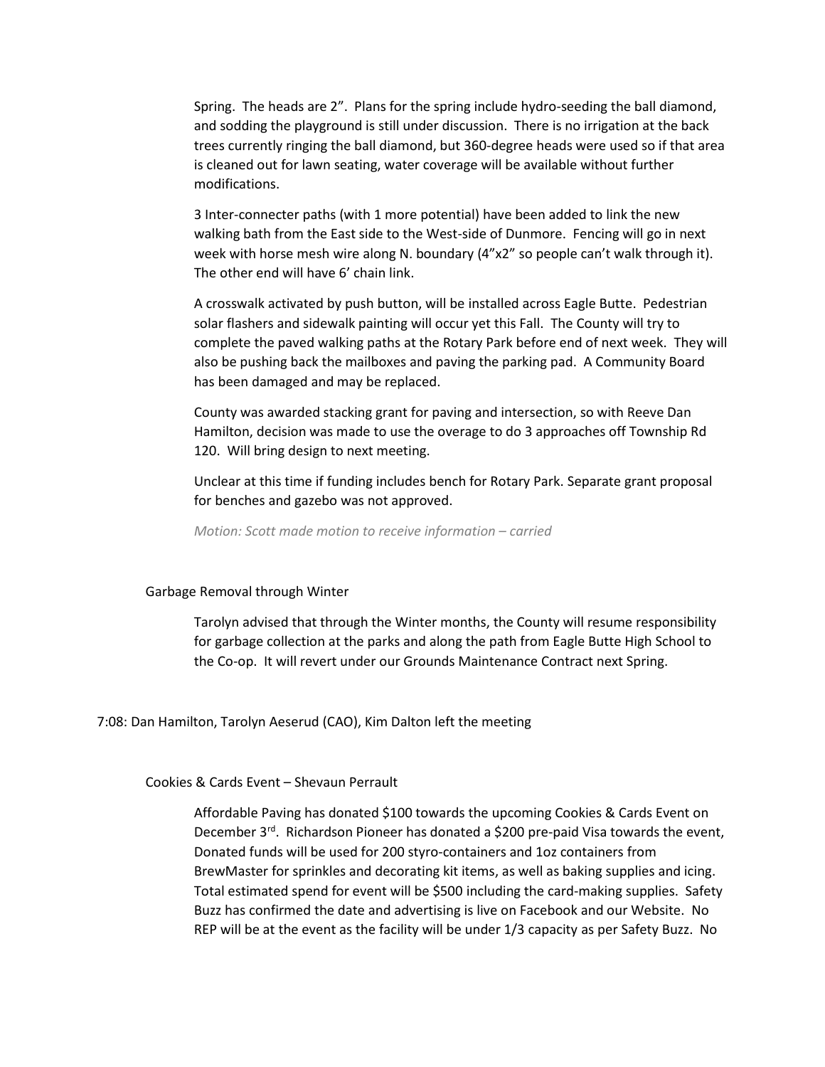Spring. The heads are 2". Plans for the spring include hydro-seeding the ball diamond, and sodding the playground is still under discussion. There is no irrigation at the back trees currently ringing the ball diamond, but 360-degree heads were used so if that area is cleaned out for lawn seating, water coverage will be available without further modifications.

3 Inter-connecter paths (with 1 more potential) have been added to link the new walking bath from the East side to the West-side of Dunmore. Fencing will go in next week with horse mesh wire along N. boundary (4"x2" so people can't walk through it). The other end will have 6' chain link.

A crosswalk activated by push button, will be installed across Eagle Butte. Pedestrian solar flashers and sidewalk painting will occur yet this Fall. The County will try to complete the paved walking paths at the Rotary Park before end of next week. They will also be pushing back the mailboxes and paving the parking pad. A Community Board has been damaged and may be replaced.

County was awarded stacking grant for paving and intersection, so with Reeve Dan Hamilton, decision was made to use the overage to do 3 approaches off Township Rd 120. Will bring design to next meeting.

Unclear at this time if funding includes bench for Rotary Park. Separate grant proposal for benches and gazebo was not approved.

*Motion: Scott made motion to receive information – carried*

Garbage Removal through Winter

Tarolyn advised that through the Winter months, the County will resume responsibility for garbage collection at the parks and along the path from Eagle Butte High School to the Co-op. It will revert under our Grounds Maintenance Contract next Spring.

7:08: Dan Hamilton, Tarolyn Aeserud (CAO), Kim Dalton left the meeting

Cookies & Cards Event – Shevaun Perrault

Affordable Paving has donated $100 towards the upcoming Cookies & Cards Event on December 3rd. Richardson Pioneer has donated a $200 pre-paid Visa towards the event, Donated funds will be used for 200 styro-containers and 1oz containers from BrewMaster for sprinkles and decorating kit items, as well as baking supplies and icing. Total estimated spend for event will be $500 including the card-making supplies. Safety Buzz has confirmed the date and advertising is live on Facebook and our Website. No REP will be at the event as the facility will be under 1/3 capacity as per Safety Buzz. No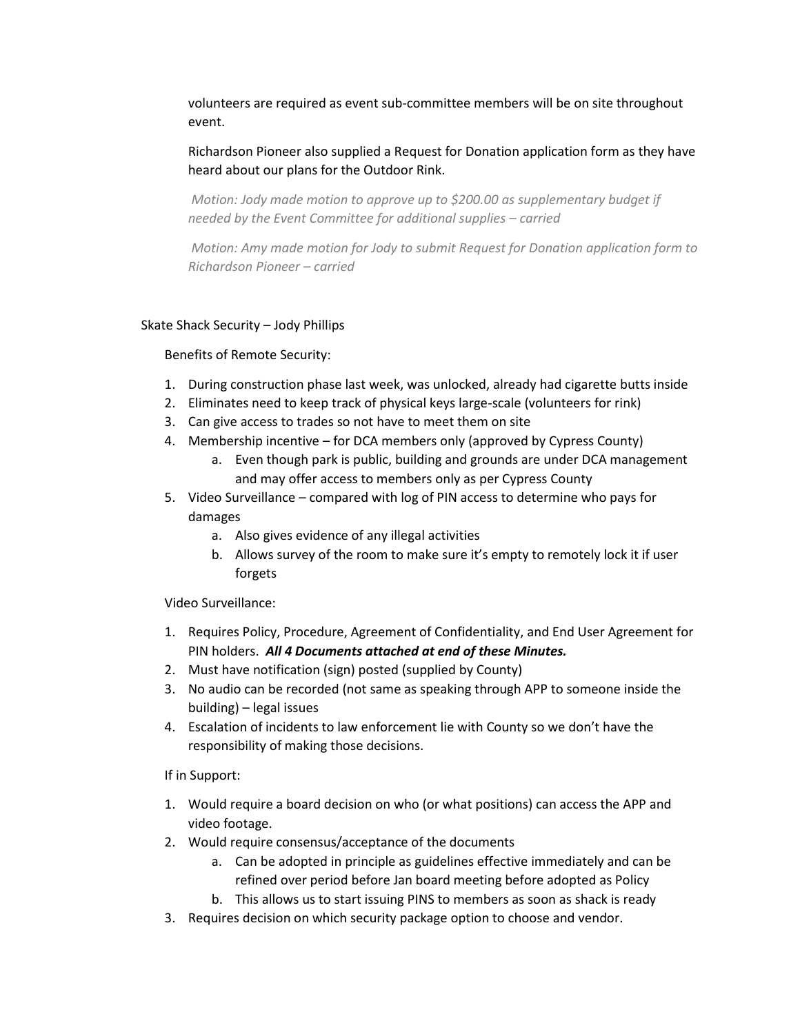volunteers are required as event sub-committee members will be on site throughout event.

Richardson Pioneer also supplied a Request for Donation application form as they have heard about our plans for the Outdoor Rink.

*Motion: Jody made motion to approve up to $200.00 as supplementary budget if needed by the Event Committee for additional supplies – carried*

*Motion: Amy made motion for Jody to submit Request for Donation application form to Richardson Pioneer – carried*

Skate Shack Security – Jody Phillips

Benefits of Remote Security:

1. During construction phase last week, was unlocked, already had cigarette butts inside
2. Eliminates need to keep track of physical keys large-scale (volunteers for rink)
3. Can give access to trades so not have to meet them on site
4. Membership incentive – for DCA members only (approved by Cypress County)
    a. Even though park is public, building and grounds are under DCA management and may offer access to members only as per Cypress County
5. Video Surveillance – compared with log of PIN access to determine who pays for damages
    a. Also gives evidence of any illegal activities
    b. Allows survey of the room to make sure it's empty to remotely lock it if user forgets

Video Surveillance:

1. Requires Policy, Procedure, Agreement of Confidentiality, and End User Agreement for PIN holders. ***All 4 Documents attached at end of these Minutes.***
2. Must have notification (sign) posted (supplied by County)
3. No audio can be recorded (not same as speaking through APP to someone inside the building) – legal issues
4. Escalation of incidents to law enforcement lie with County so we don't have the responsibility of making those decisions.

If in Support:

1. Would require a board decision on who (or what positions) can access the APP and video footage.
2. Would require consensus/acceptance of the documents
    a. Can be adopted in principle as guidelines effective immediately and can be refined over period before Jan board meeting before adopted as Policy
    b. This allows us to start issuing PINS to members as soon as shack is ready
3. Requires decision on which security package option to choose and vendor.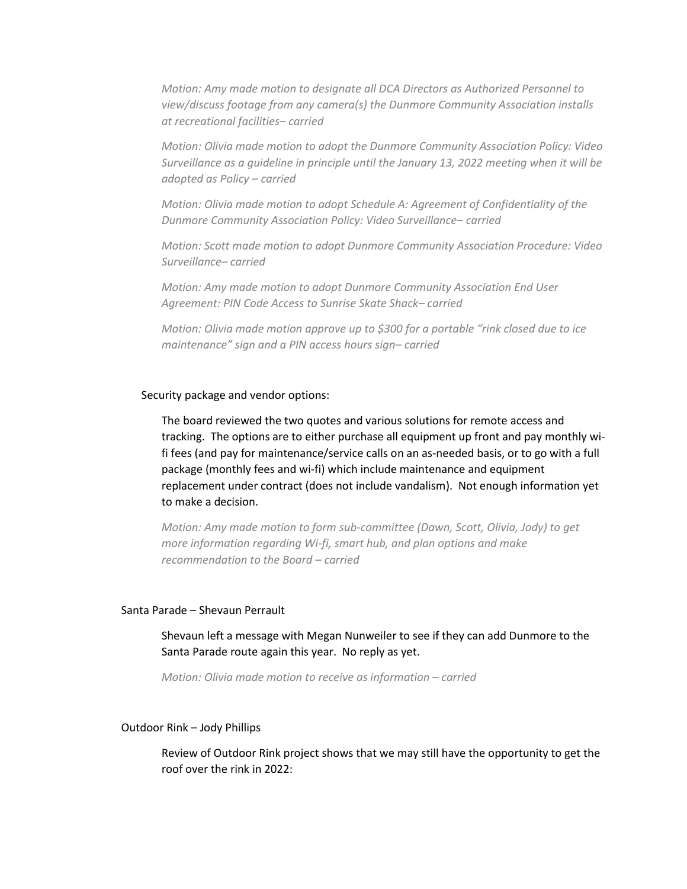*Motion: Amy made motion to designate all DCA Directors as Authorized Personnel to view/discuss footage from any camera(s) the Dunmore Community Association installs at recreational facilities– carried*

*Motion: Olivia made motion to adopt the Dunmore Community Association Policy: Video Surveillance as a guideline in principle until the January 13, 2022 meeting when it will be adopted as Policy – carried*

*Motion: Olivia made motion to adopt Schedule A: Agreement of Confidentiality of the Dunmore Community Association Policy: Video Surveillance– carried*

*Motion: Scott made motion to adopt Dunmore Community Association Procedure: Video Surveillance– carried*

*Motion: Amy made motion to adopt Dunmore Community Association End User Agreement: PIN Code Access to Sunrise Skate Shack– carried*

*Motion: Olivia made motion approve up to $300 for a portable "rink closed due to ice maintenance" sign and a PIN access hours sign– carried*

Security package and vendor options:

The board reviewed the two quotes and various solutions for remote access and tracking. The options are to either purchase all equipment up front and pay monthly wi-fi fees (and pay for maintenance/service calls on an as-needed basis, or to go with a full package (monthly fees and wi-fi) which include maintenance and equipment replacement under contract (does not include vandalism). Not enough information yet to make a decision.

*Motion: Amy made motion to form sub-committee (Dawn, Scott, Olivia, Jody) to get more information regarding Wi-fi, smart hub, and plan options and make recommendation to the Board – carried*

Santa Parade – Shevaun Perrault

Shevaun left a message with Megan Nunweiler to see if they can add Dunmore to the Santa Parade route again this year. No reply as yet.

*Motion: Olivia made motion to receive as information – carried*

Outdoor Rink – Jody Phillips

Review of Outdoor Rink project shows that we may still have the opportunity to get the roof over the rink in 2022: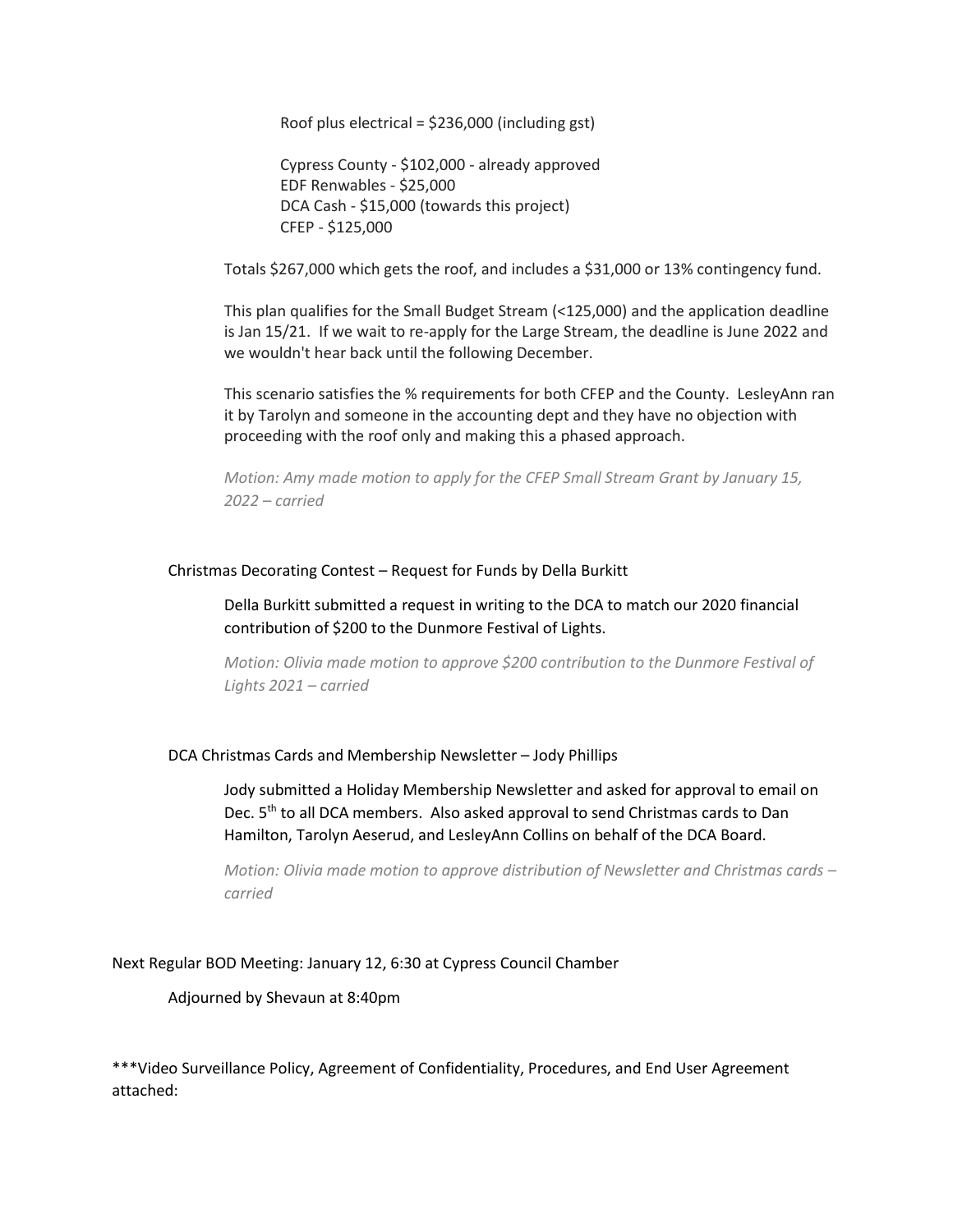Roof plus electrical = $236,000 (including gst)

Cypress County - $102,000 - already approved
EDF Renwables - $25,000
DCA Cash - $15,000 (towards this project)
CFEP - $125,000

Totals $267,000 which gets the roof, and includes a $31,000 or 13% contingency fund.

This plan qualifies for the Small Budget Stream (<125,000) and the application deadline is Jan 15/21. If we wait to re-apply for the Large Stream, the deadline is June 2022 and we wouldn't hear back until the following December.

This scenario satisfies the % requirements for both CFEP and the County. LesleyAnn ran it by Tarolyn and someone in the accounting dept and they have no objection with proceeding with the roof only and making this a phased approach.

*Motion: Amy made motion to apply for the CFEP Small Stream Grant by January 15, 2022 – carried*

Christmas Decorating Contest – Request for Funds by Della Burkitt

Della Burkitt submitted a request in writing to the DCA to match our 2020 financial contribution of $200 to the Dunmore Festival of Lights.

*Motion: Olivia made motion to approve $200 contribution to the Dunmore Festival of Lights 2021 – carried*

DCA Christmas Cards and Membership Newsletter – Jody Phillips

Jody submitted a Holiday Membership Newsletter and asked for approval to email on Dec. 5th to all DCA members. Also asked approval to send Christmas cards to Dan Hamilton, Tarolyn Aeserud, and LesleyAnn Collins on behalf of the DCA Board.

*Motion: Olivia made motion to approve distribution of Newsletter and Christmas cards – carried*

Next Regular BOD Meeting: January 12, 6:30 at Cypress Council Chamber

Adjourned by Shevaun at 8:40pm

***Video Surveillance Policy, Agreement of Confidentiality, Procedures, and End User Agreement attached: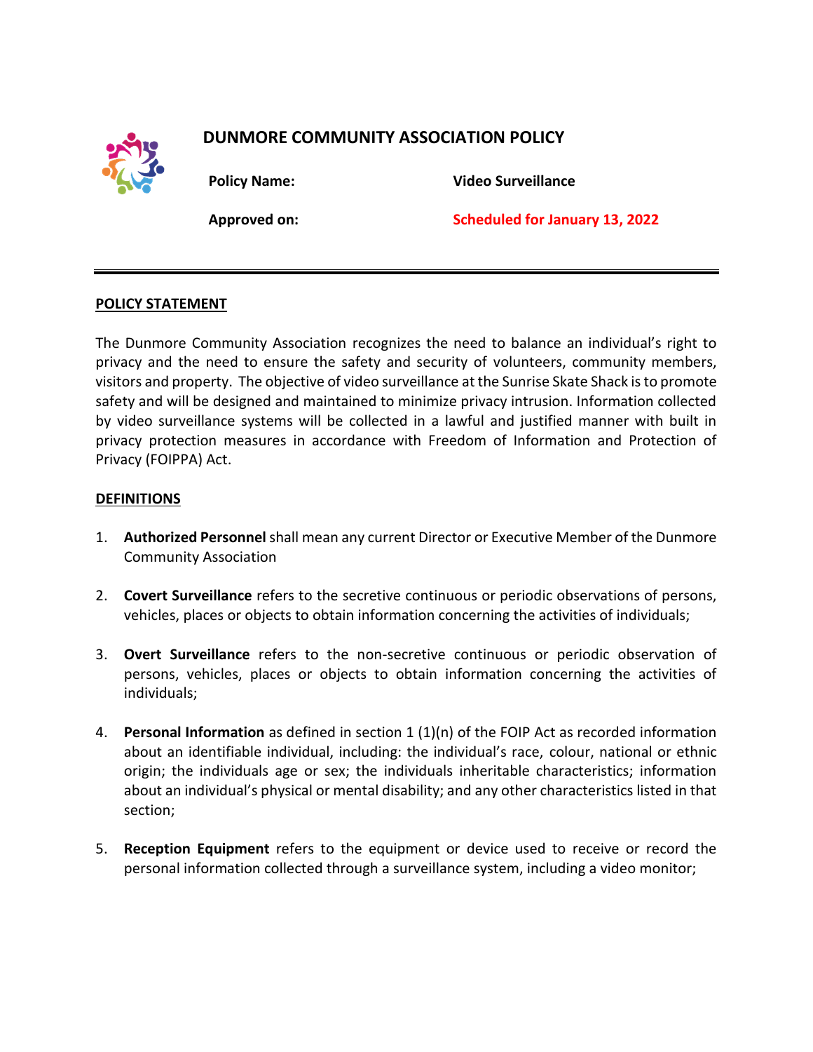# DUNMORE COMMUNITY ASSOCIATION POLICY

**Policy Name:** **Video Surveillance**

**Approved on:** **Scheduled for January 13, 2022**

---

## POLICY STATEMENT

The Dunmore Community Association recognizes the need to balance an individual's right to privacy and the need to ensure the safety and security of volunteers, community members, visitors and property. The objective of video surveillance at the Sunrise Skate Shack is to promote safety and will be designed and maintained to minimize privacy intrusion. Information collected by video surveillance systems will be collected in a lawful and justified manner with built in privacy protection measures in accordance with Freedom of Information and Protection of Privacy (FOIPPA) Act.

## DEFINITIONS

1. **Authorized Personnel** shall mean any current Director or Executive Member of the Dunmore Community Association

2. **Covert Surveillance** refers to the secretive continuous or periodic observations of persons, vehicles, places or objects to obtain information concerning the activities of individuals;

3. **Overt Surveillance** refers to the non-secretive continuous or periodic observation of persons, vehicles, places or objects to obtain information concerning the activities of individuals;

4. **Personal Information** as defined in section 1 (1)(n) of the FOIP Act as recorded information about an identifiable individual, including: the individual's race, colour, national or ethnic origin; the individuals age or sex; the individuals inheritable characteristics; information about an individual's physical or mental disability; and any other characteristics listed in that section;

5. **Reception Equipment** refers to the equipment or device used to receive or record the personal information collected through a surveillance system, including a video monitor;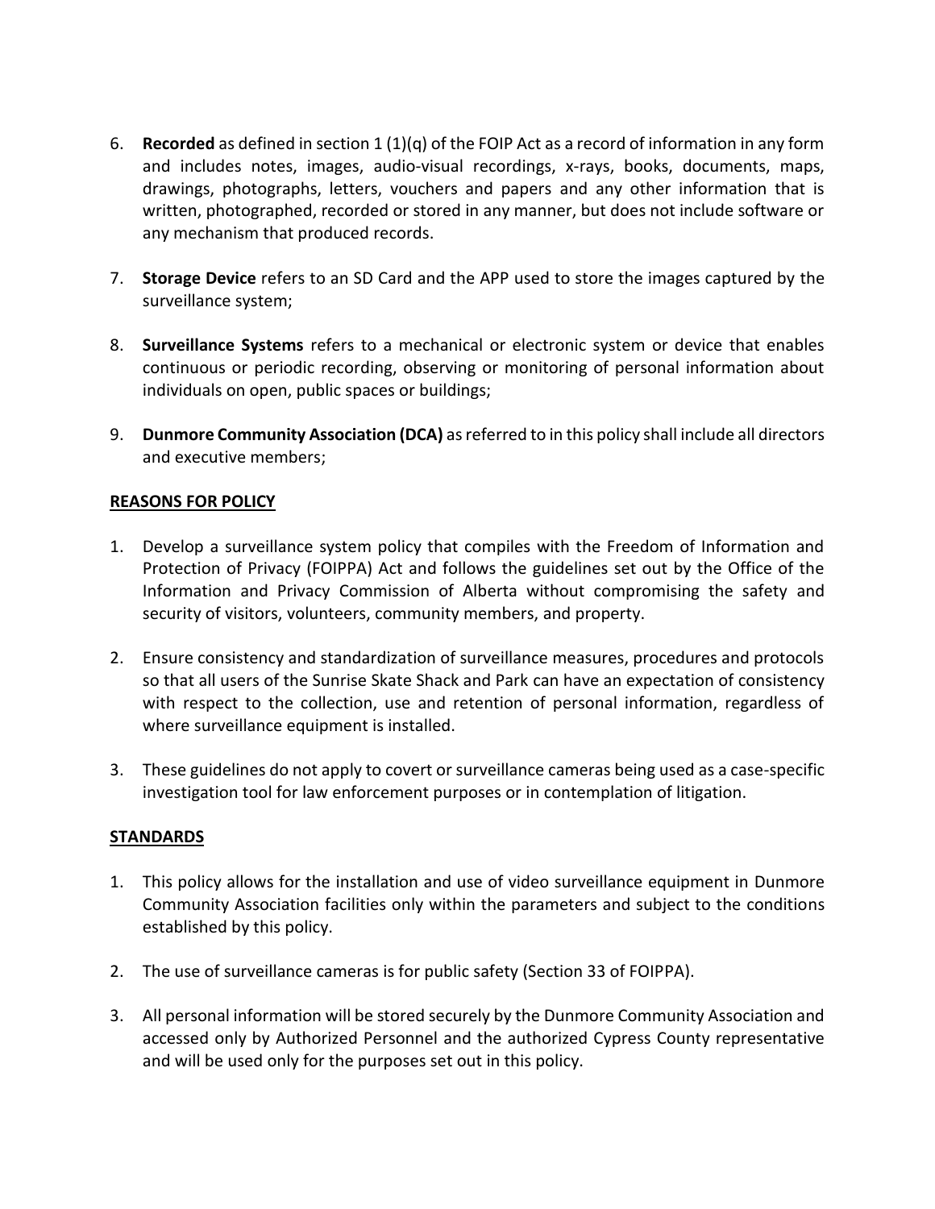6. **Recorded** as defined in section 1 (1)(q) of the FOIP Act as a record of information in any form and includes notes, images, audio-visual recordings, x-rays, books, documents, maps, drawings, photographs, letters, vouchers and papers and any other information that is written, photographed, recorded or stored in any manner, but does not include software or any mechanism that produced records.

7. **Storage Device** refers to an SD Card and the APP used to store the images captured by the surveillance system;

8. **Surveillance Systems** refers to a mechanical or electronic system or device that enables continuous or periodic recording, observing or monitoring of personal information about individuals on open, public spaces or buildings;

9. **Dunmore Community Association (DCA)** as referred to in this policy shall include all directors and executive members;

## REASONS FOR POLICY

1. Develop a surveillance system policy that compiles with the Freedom of Information and Protection of Privacy (FOIPPA) Act and follows the guidelines set out by the Office of the Information and Privacy Commission of Alberta without compromising the safety and security of visitors, volunteers, community members, and property.

2. Ensure consistency and standardization of surveillance measures, procedures and protocols so that all users of the Sunrise Skate Shack and Park can have an expectation of consistency with respect to the collection, use and retention of personal information, regardless of where surveillance equipment is installed.

3. These guidelines do not apply to covert or surveillance cameras being used as a case-specific investigation tool for law enforcement purposes or in contemplation of litigation.

## STANDARDS

1. This policy allows for the installation and use of video surveillance equipment in Dunmore Community Association facilities only within the parameters and subject to the conditions established by this policy.

2. The use of surveillance cameras is for public safety (Section 33 of FOIPPA).

3. All personal information will be stored securely by the Dunmore Community Association and accessed only by Authorized Personnel and the authorized Cypress County representative and will be used only for the purposes set out in this policy.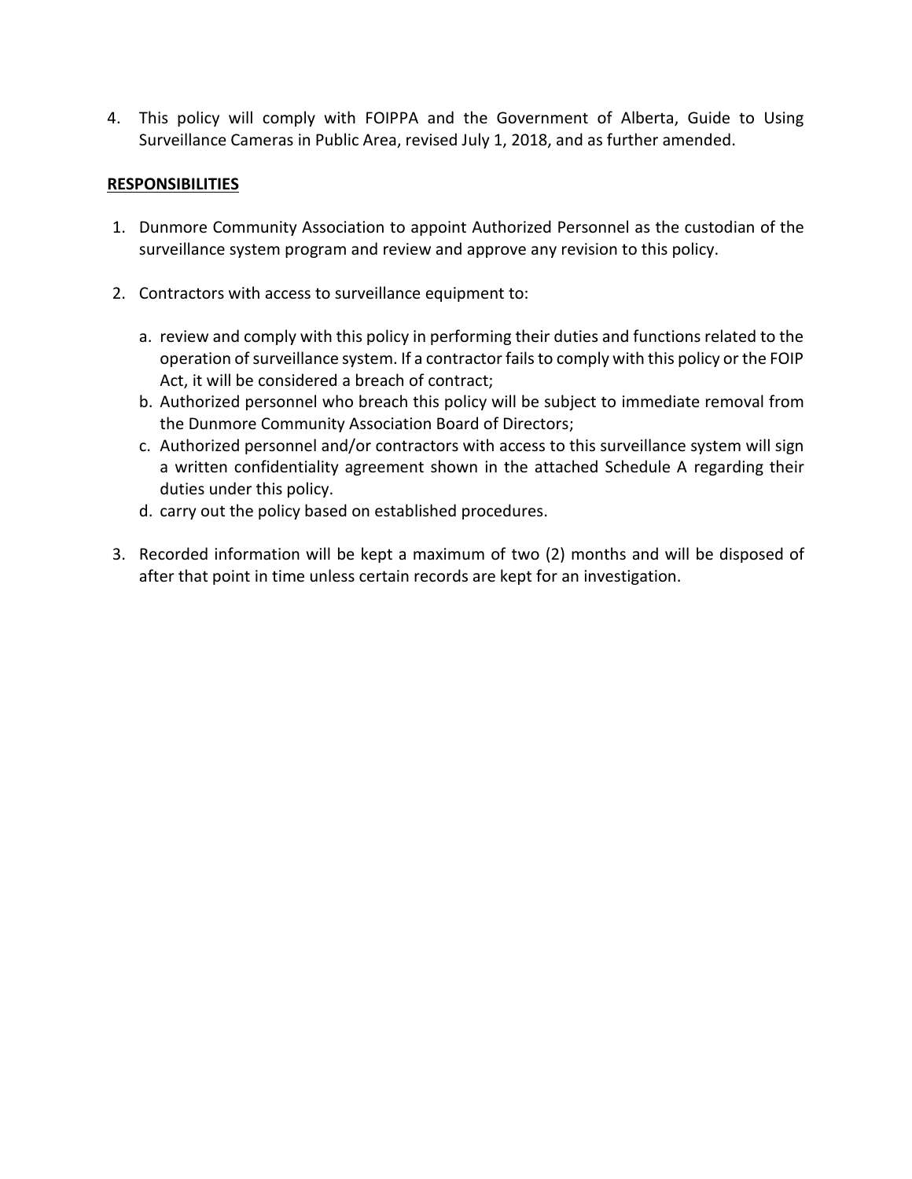4. This policy will comply with FOIPPA and the Government of Alberta, Guide to Using Surveillance Cameras in Public Area, revised July 1, 2018, and as further amended.

**RESPONSIBILITIES**

1. Dunmore Community Association to appoint Authorized Personnel as the custodian of the surveillance system program and review and approve any revision to this policy.

2. Contractors with access to surveillance equipment to:

   a. review and comply with this policy in performing their duties and functions related to the operation of surveillance system. If a contractor fails to comply with this policy or the FOIP Act, it will be considered a breach of contract;
   b. Authorized personnel who breach this policy will be subject to immediate removal from the Dunmore Community Association Board of Directors;
   c. Authorized personnel and/or contractors with access to this surveillance system will sign a written confidentiality agreement shown in the attached Schedule A regarding their duties under this policy.
   d. carry out the policy based on established procedures.

3. Recorded information will be kept a maximum of two (2) months and will be disposed of after that point in time unless certain records are kept for an investigation.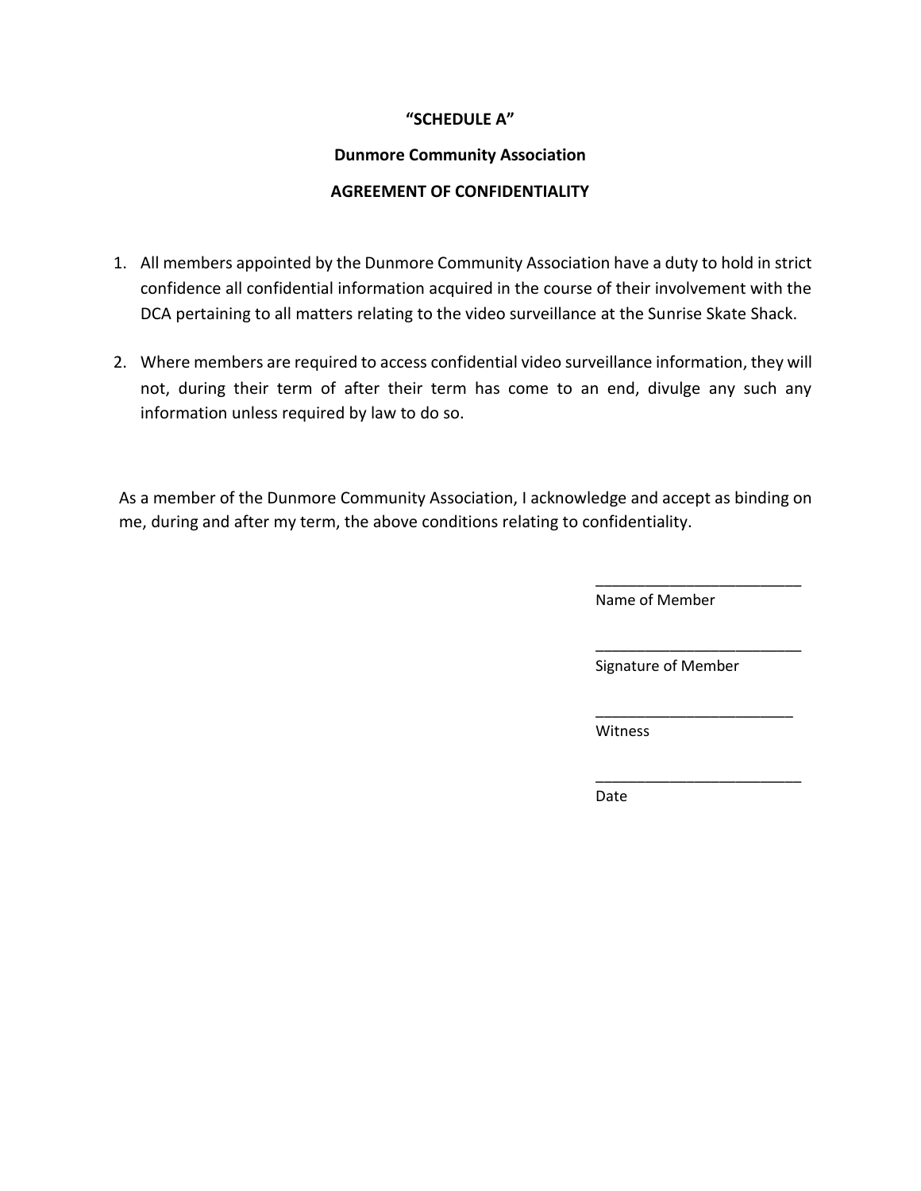**“SCHEDULE A”**

**Dunmore Community Association**

**AGREEMENT OF CONFIDENTIALITY**

1. All members appointed by the Dunmore Community Association have a duty to hold in strict confidence all confidential information acquired in the course of their involvement with the DCA pertaining to all matters relating to the video surveillance at the Sunrise Skate Shack.

2. Where members are required to access confidential video surveillance information, they will not, during their term of after their term has come to an end, divulge any such any information unless required by law to do so.

As a member of the Dunmore Community Association, I acknowledge and accept as binding on me, during and after my term, the above conditions relating to confidentiality.

_________________________
Name of Member

_________________________
Signature of Member

________________________
Witness

_________________________
Date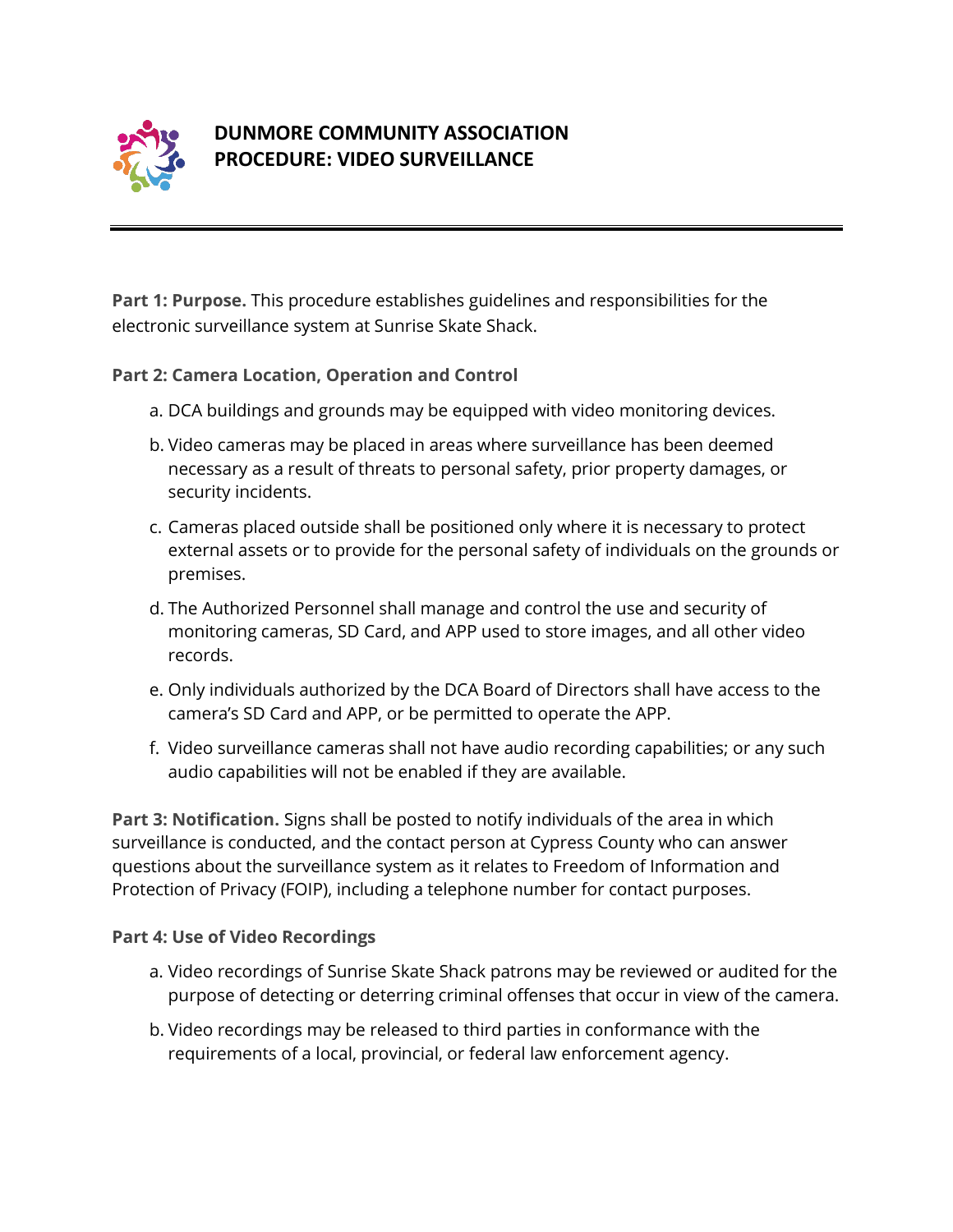# DUNMORE COMMUNITY ASSOCIATION
# PROCEDURE: VIDEO SURVEILLANCE

**Part 1: Purpose.** This procedure establishes guidelines and responsibilities for the electronic surveillance system at Sunrise Skate Shack.

**Part 2: Camera Location, Operation and Control**

a. DCA buildings and grounds may be equipped with video monitoring devices.

b. Video cameras may be placed in areas where surveillance has been deemed necessary as a result of threats to personal safety, prior property damages, or security incidents.

c. Cameras placed outside shall be positioned only where it is necessary to protect external assets or to provide for the personal safety of individuals on the grounds or premises.

d. The Authorized Personnel shall manage and control the use and security of monitoring cameras, SD Card, and APP used to store images, and all other video records.

e. Only individuals authorized by the DCA Board of Directors shall have access to the camera's SD Card and APP, or be permitted to operate the APP.

f. Video surveillance cameras shall not have audio recording capabilities; or any such audio capabilities will not be enabled if they are available.

**Part 3: Notification.** Signs shall be posted to notify individuals of the area in which surveillance is conducted, and the contact person at Cypress County who can answer questions about the surveillance system as it relates to Freedom of Information and Protection of Privacy (FOIP), including a telephone number for contact purposes.

**Part 4: Use of Video Recordings**

a. Video recordings of Sunrise Skate Shack patrons may be reviewed or audited for the purpose of detecting or deterring criminal offenses that occur in view of the camera.

b. Video recordings may be released to third parties in conformance with the requirements of a local, provincial, or federal law enforcement agency.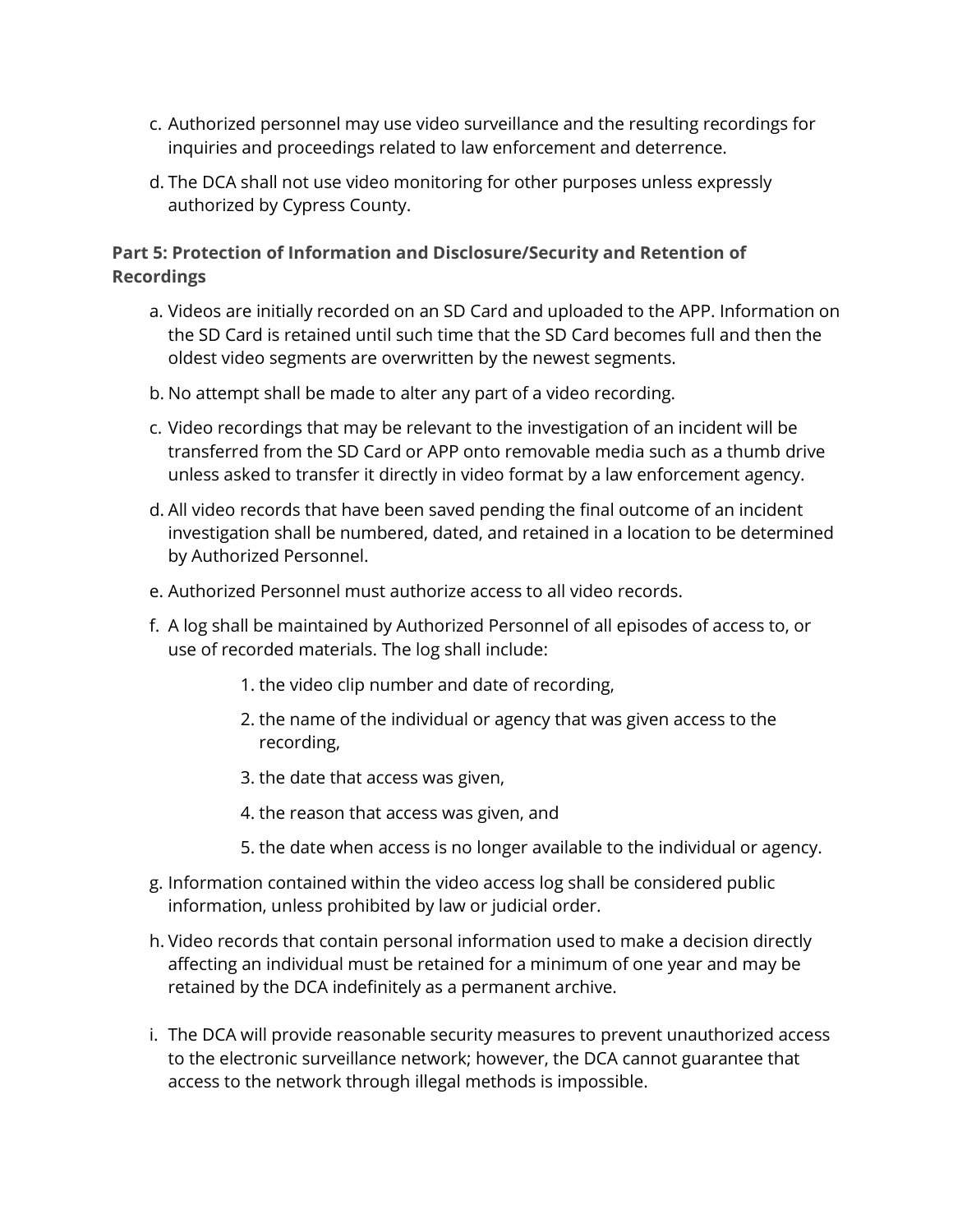c. Authorized personnel may use video surveillance and the resulting recordings for inquiries and proceedings related to law enforcement and deterrence.

d. The DCA shall not use video monitoring for other purposes unless expressly authorized by Cypress County.

**Part 5: Protection of Information and Disclosure/Security and Retention of Recordings**

a. Videos are initially recorded on an SD Card and uploaded to the APP. Information on the SD Card is retained until such time that the SD Card becomes full and then the oldest video segments are overwritten by the newest segments.

b. No attempt shall be made to alter any part of a video recording.

c. Video recordings that may be relevant to the investigation of an incident will be transferred from the SD Card or APP onto removable media such as a thumb drive unless asked to transfer it directly in video format by a law enforcement agency.

d. All video records that have been saved pending the final outcome of an incident investigation shall be numbered, dated, and retained in a location to be determined by Authorized Personnel.

e. Authorized Personnel must authorize access to all video records.

f. A log shall be maintained by Authorized Personnel of all episodes of access to, or use of recorded materials. The log shall include:

   1. the video clip number and date of recording,
   2. the name of the individual or agency that was given access to the recording,
   3. the date that access was given,
   4. the reason that access was given, and
   5. the date when access is no longer available to the individual or agency.

g. Information contained within the video access log shall be considered public information, unless prohibited by law or judicial order.

h. Video records that contain personal information used to make a decision directly affecting an individual must be retained for a minimum of one year and may be retained by the DCA indefinitely as a permanent archive.

i. The DCA will provide reasonable security measures to prevent unauthorized access to the electronic surveillance network; however, the DCA cannot guarantee that access to the network through illegal methods is impossible.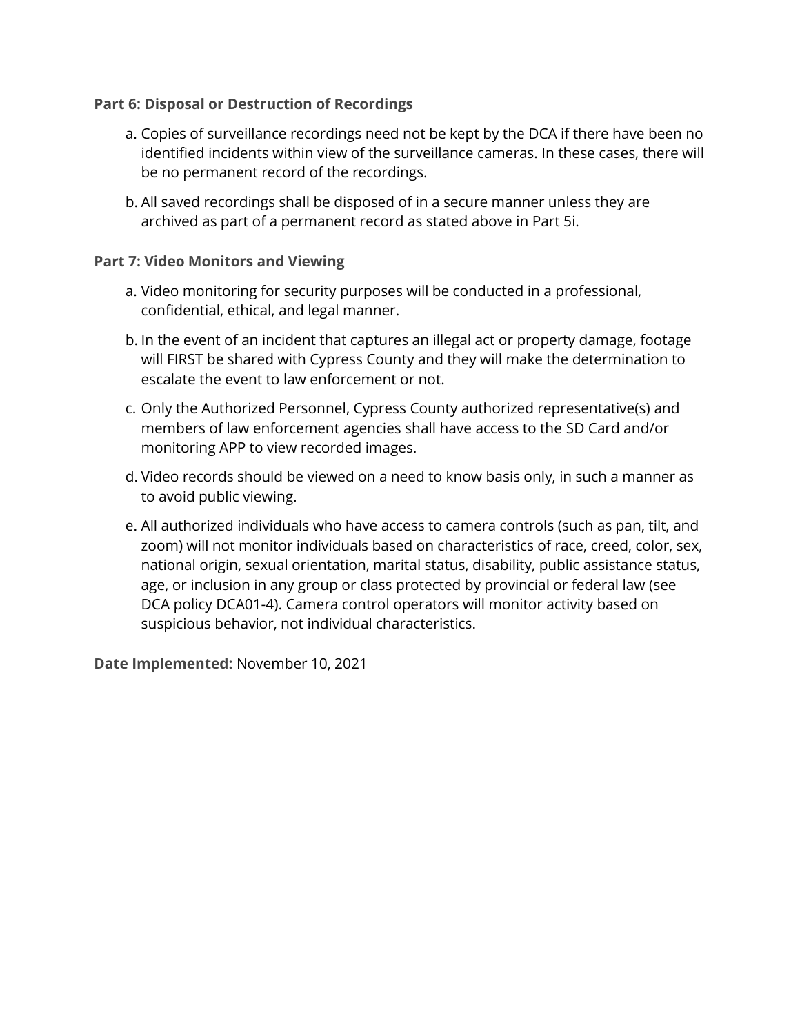**Part 6: Disposal or Destruction of Recordings**

a. Copies of surveillance recordings need not be kept by the DCA if there have been no identified incidents within view of the surveillance cameras. In these cases, there will be no permanent record of the recordings.

b. All saved recordings shall be disposed of in a secure manner unless they are archived as part of a permanent record as stated above in Part 5i.

**Part 7: Video Monitors and Viewing**

a. Video monitoring for security purposes will be conducted in a professional, confidential, ethical, and legal manner.

b. In the event of an incident that captures an illegal act or property damage, footage will FIRST be shared with Cypress County and they will make the determination to escalate the event to law enforcement or not.

c. Only the Authorized Personnel, Cypress County authorized representative(s) and members of law enforcement agencies shall have access to the SD Card and/or monitoring APP to view recorded images.

d. Video records should be viewed on a need to know basis only, in such a manner as to avoid public viewing.

e. All authorized individuals who have access to camera controls (such as pan, tilt, and zoom) will not monitor individuals based on characteristics of race, creed, color, sex, national origin, sexual orientation, marital status, disability, public assistance status, age, or inclusion in any group or class protected by provincial or federal law (see DCA policy DCA01-4). Camera control operators will monitor activity based on suspicious behavior, not individual characteristics.

**Date Implemented:** November 10, 2021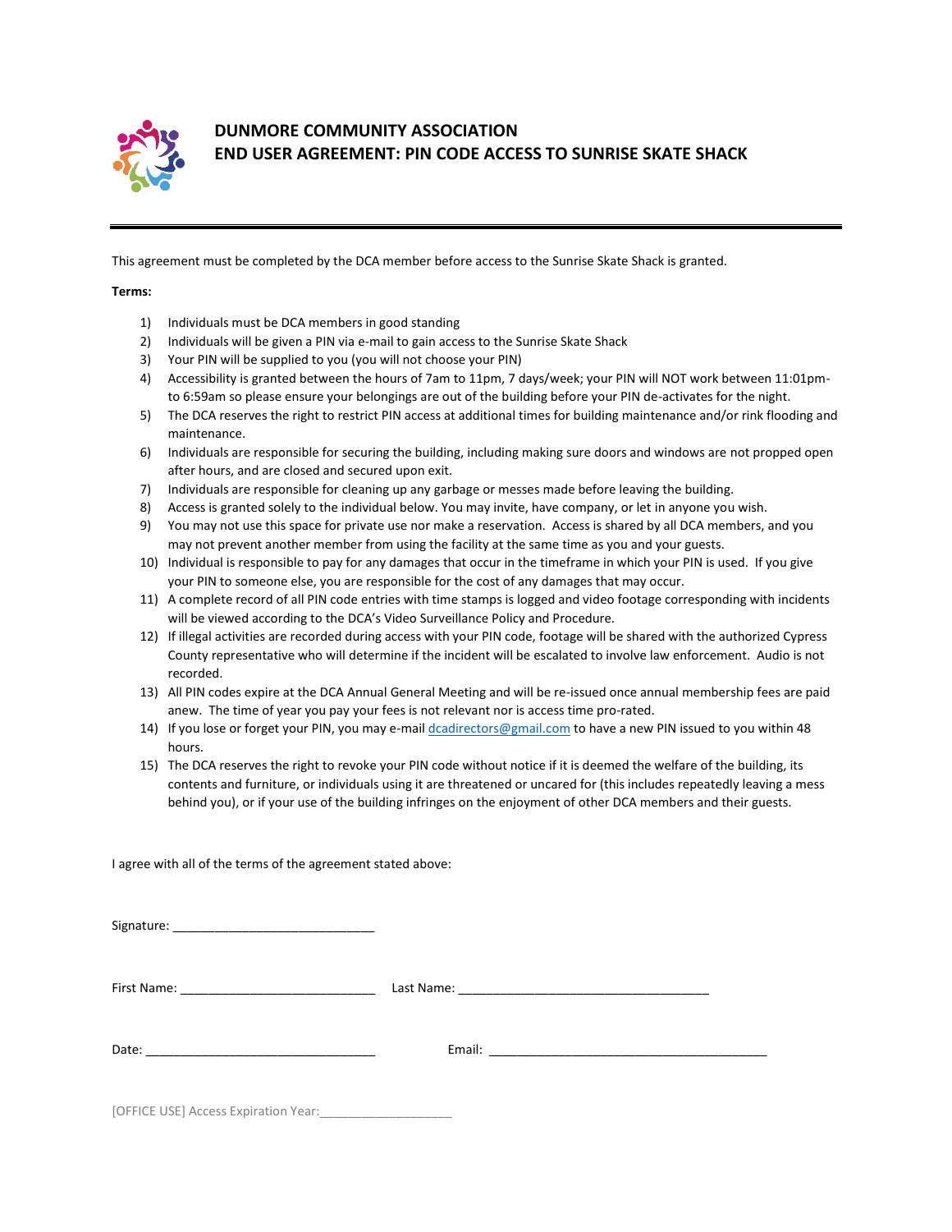# DUNMORE COMMUNITY ASSOCIATION
# END USER AGREEMENT: PIN CODE ACCESS TO SUNRISE SKATE SHACK

This agreement must be completed by the DCA member before access to the Sunrise Skate Shack is granted.

**Terms:**

1) Individuals must be DCA members in good standing
2) Individuals will be given a PIN via e-mail to gain access to the Sunrise Skate Shack
3) Your PIN will be supplied to you (you will not choose your PIN)
4) Accessibility is granted between the hours of 7am to 11pm, 7 days/week; your PIN will NOT work between 11:01pm-to 6:59am so please ensure your belongings are out of the building before your PIN de-activates for the night.
5) The DCA reserves the right to restrict PIN access at additional times for building maintenance and/or rink flooding and maintenance.
6) Individuals are responsible for securing the building, including making sure doors and windows are not propped open after hours, and are closed and secured upon exit.
7) Individuals are responsible for cleaning up any garbage or messes made before leaving the building.
8) Access is granted solely to the individual below. You may invite, have company, or let in anyone you wish.
9) You may not use this space for private use nor make a reservation. Access is shared by all DCA members, and you may not prevent another member from using the facility at the same time as you and your guests.
10) Individual is responsible to pay for any damages that occur in the timeframe in which your PIN is used. If you give your PIN to someone else, you are responsible for the cost of any damages that may occur.
11) A complete record of all PIN code entries with time stamps is logged and video footage corresponding with incidents will be viewed according to the DCA's Video Surveillance Policy and Procedure.
12) If illegal activities are recorded during access with your PIN code, footage will be shared with the authorized Cypress County representative who will determine if the incident will be escalated to involve law enforcement. Audio is not recorded.
13) All PIN codes expire at the DCA Annual General Meeting and will be re-issued once annual membership fees are paid anew. The time of year you pay your fees is not relevant nor is access time pro-rated.
14) If you lose or forget your PIN, you may e-mail dcadirectors@gmail.com to have a new PIN issued to you within 48 hours.
15) The DCA reserves the right to revoke your PIN code without notice if it is deemed the welfare of the building, its contents and furniture, or individuals using it are threatened or uncared for (this includes repeatedly leaving a mess behind you), or if your use of the building infringes on the enjoyment of other DCA members and their guests.

I agree with all of the terms of the agreement stated above:

Signature: ____________________________

First Name: ____________________________ Last Name: ____________________________________

Date: _________________________________ Email: ________________________________________

[OFFICE USE] Access Expiration Year:___________________